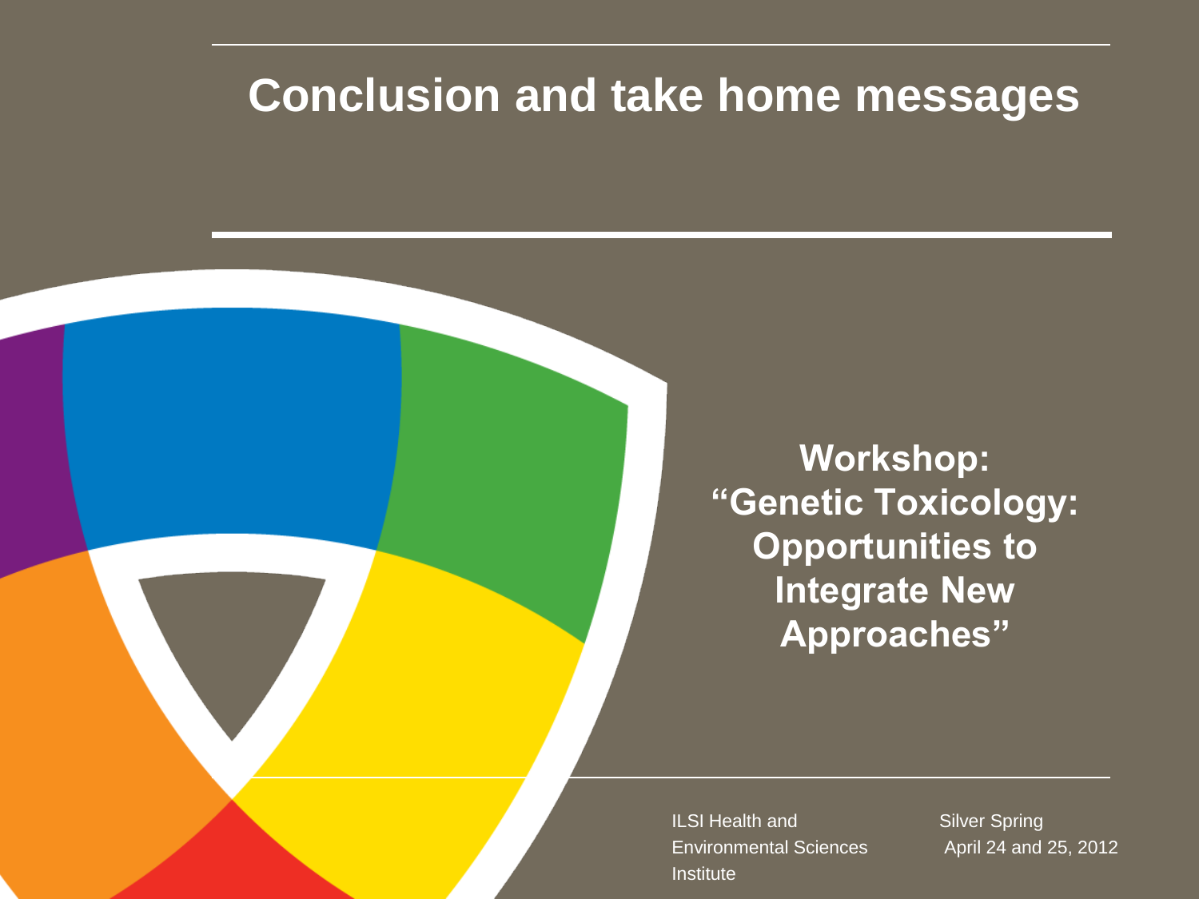# Conclusion and take home messages

**Workshop:**
**"Genetic Toxicology: Opportunities to Integrate New Approaches"**

ILSI Health and Environmental Sciences Institute

Silver Spring
April 24 and 25, 2012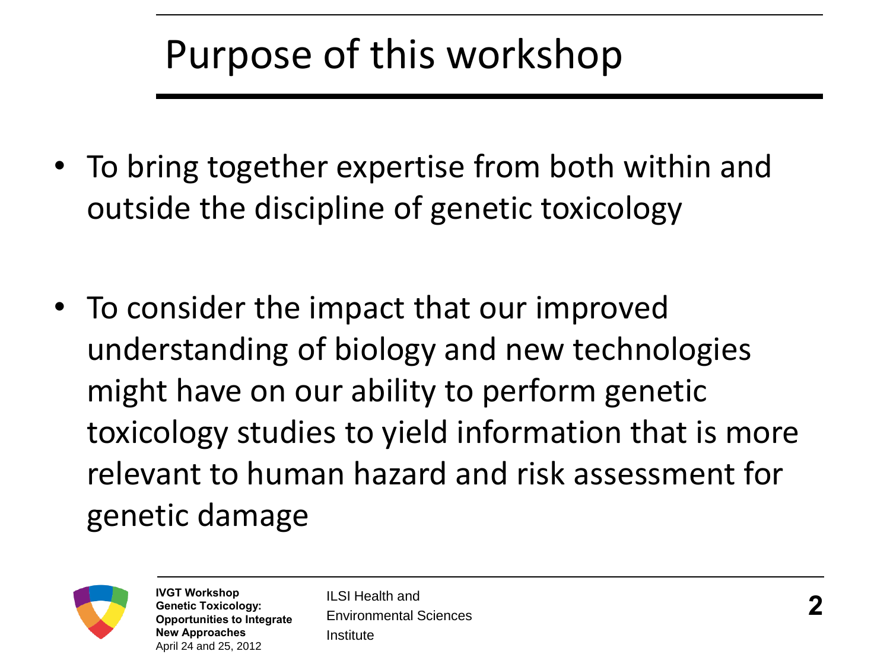# Purpose of this workshop

- To bring together expertise from both within and outside the discipline of genetic toxicology
- To consider the impact that our improved understanding of biology and new technologies might have on our ability to perform genetic toxicology studies to yield information that is more relevant to human hazard and risk assessment for genetic damage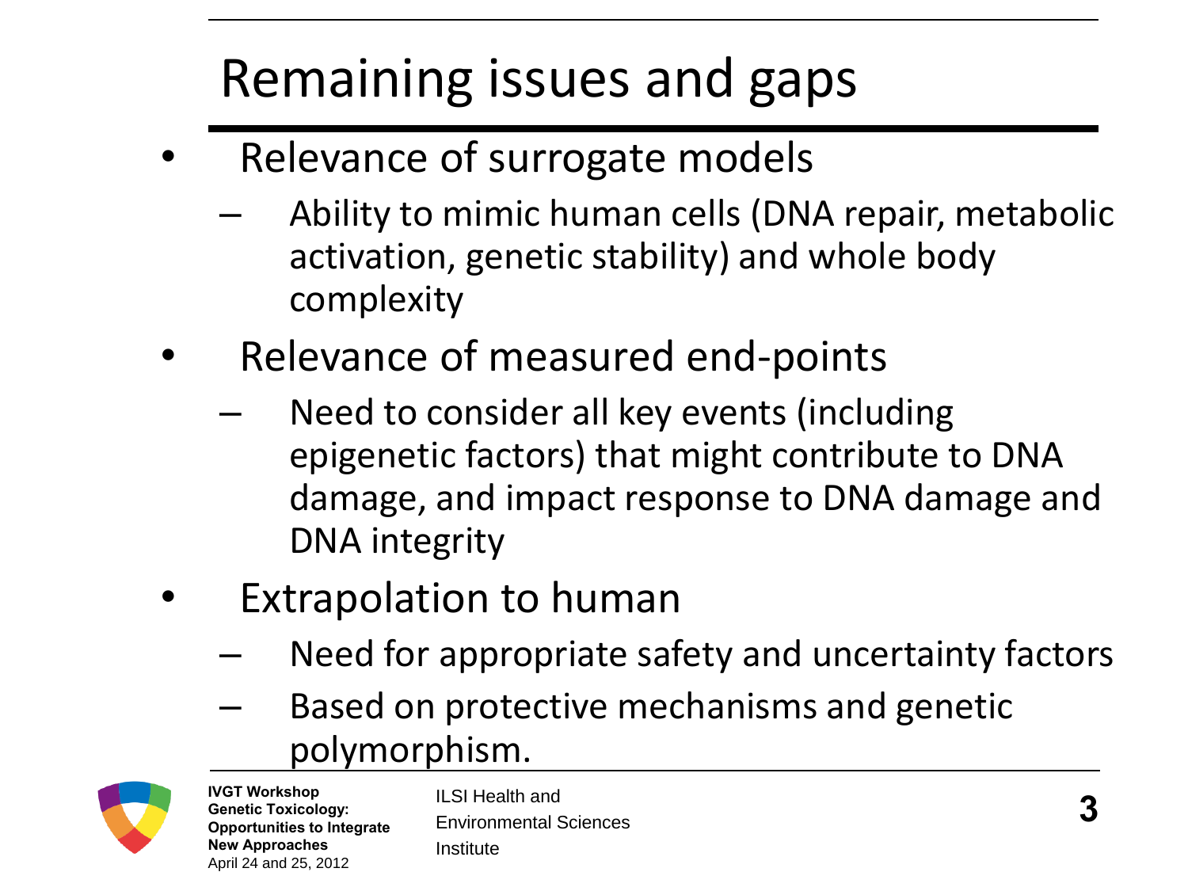# Remaining issues and gaps

- Relevance of surrogate models
  - Ability to mimic human cells (DNA repair, metabolic activation, genetic stability) and whole body complexity
- Relevance of measured end-points
  - Need to consider all key events (including epigenetic factors) that might contribute to DNA damage, and impact response to DNA damage and DNA integrity
- Extrapolation to human
  - Need for appropriate safety and uncertainty factors
  - Based on protective mechanisms and genetic polymorphism.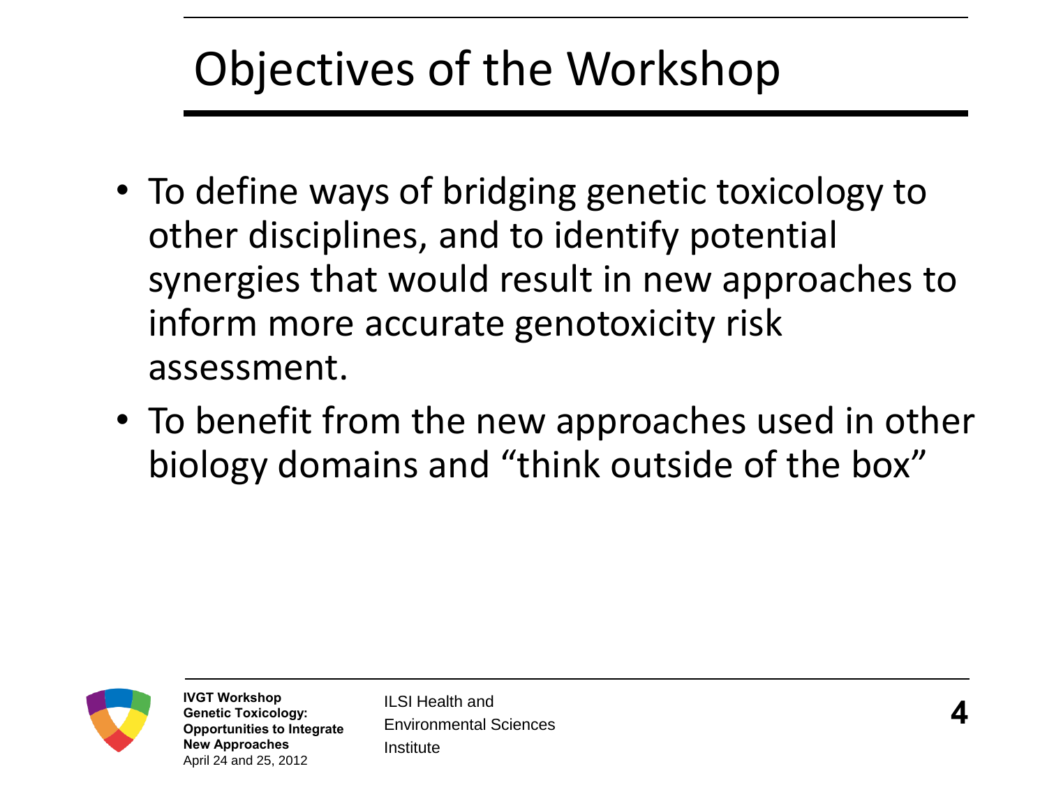# Objectives of the Workshop

- To define ways of bridging genetic toxicology to other disciplines, and to identify potential synergies that would result in new approaches to inform more accurate genotoxicity risk assessment.
- To benefit from the new approaches used in other biology domains and “think outside of the box”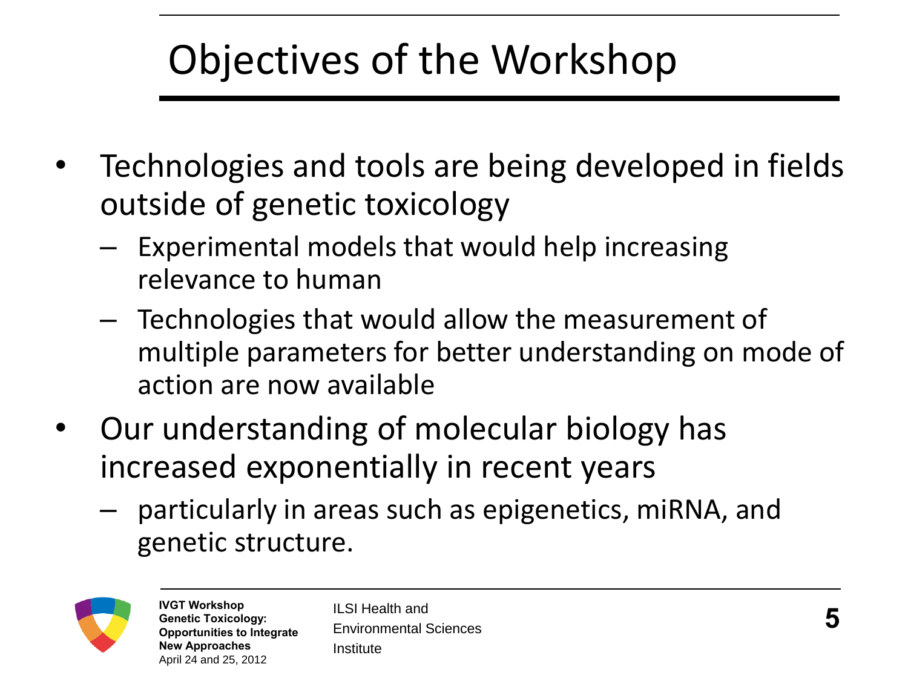# Objectives of the Workshop

- Technologies and tools are being developed in fields outside of genetic toxicology
  - Experimental models that would help increasing relevance to human
  - Technologies that would allow the measurement of multiple parameters for better understanding on mode of action are now available
- Our understanding of molecular biology has increased exponentially in recent years
  - particularly in areas such as epigenetics, miRNA, and genetic structure.